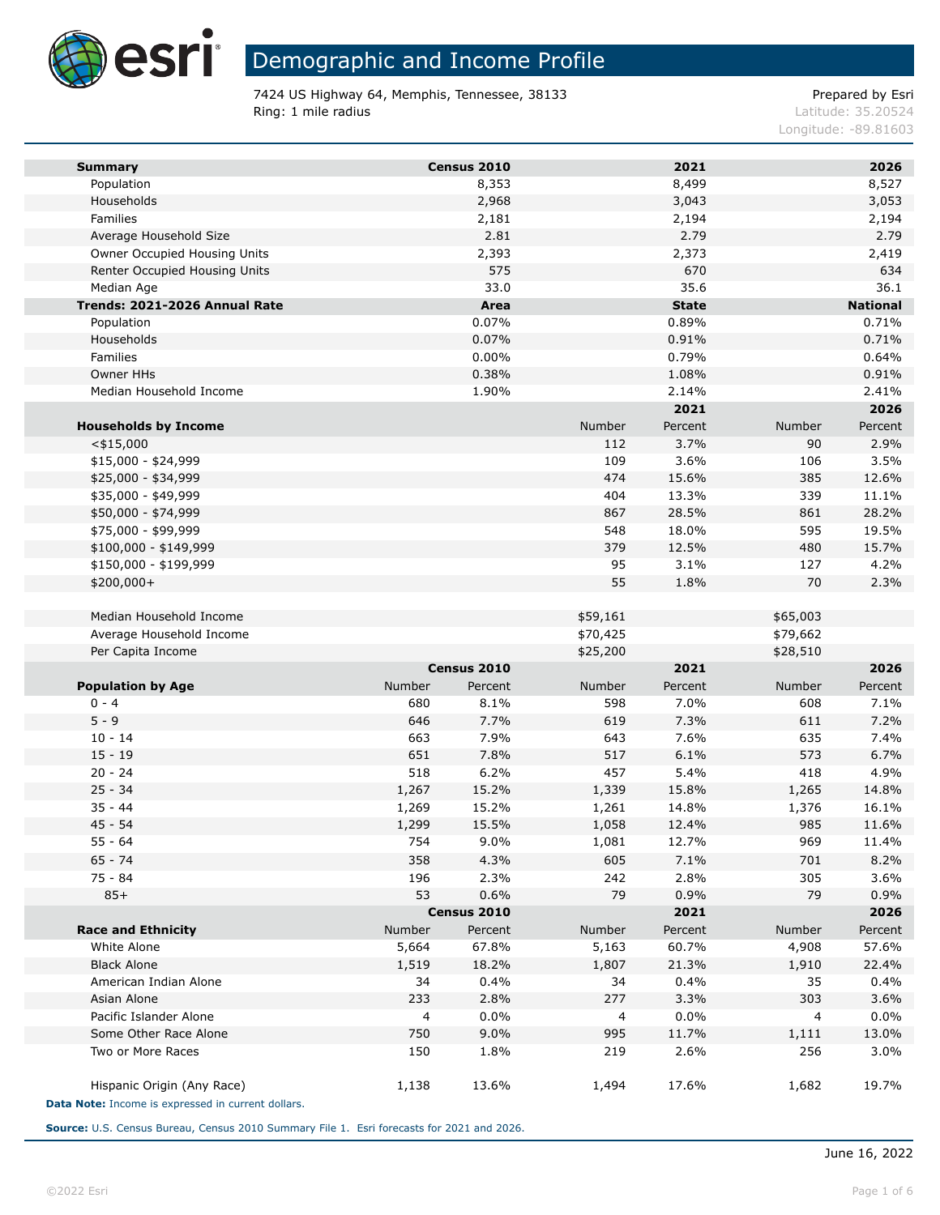# Demographic and Income Profile

7424 US Highway 64, Memphis, Tennessee, 38133
Ring: 1 mile radius

Prepared by Esri
Latitude: 35.20524
Longitude: -89.81603

| Summary | Census 2010 | 2021 | 2026 |
|---|---|---|---|
| Population | 8,353 | 8,499 | 8,527 |
| Households | 2,968 | 3,043 | 3,053 |
| Families | 2,181 | 2,194 | 2,194 |
| Average Household Size | 2.81 | 2.79 | 2.79 |
| Owner Occupied Housing Units | 2,393 | 2,373 | 2,419 |
| Renter Occupied Housing Units | 575 | 670 | 634 |
| Median Age | 33.0 | 35.6 | 36.1 |

| Trends: 2021-2026 Annual Rate | Area | State | National |
|---|---|---|---|
| Population | 0.07% | 0.89% | 0.71% |
| Households | 0.07% | 0.91% | 0.71% |
| Families | 0.00% | 0.79% | 0.64% |
| Owner HHs | 0.38% | 1.08% | 0.91% |
| Median Household Income | 1.90% | 2.14% | 2.41% |

| | 2021 | | 2026 | |
|---|---|---|---|---|
| Households by Income | Number | Percent | Number | Percent |
| <$15,000 | 112 | 3.7% | 90 | 2.9% |
| $15,000 - $24,999 | 109 | 3.6% | 106 | 3.5% |
| $25,000 - $34,999 | 474 | 15.6% | 385 | 12.6% |
| $35,000 - $49,999 | 404 | 13.3% | 339 | 11.1% |
| $50,000 - $74,999 | 867 | 28.5% | 861 | 28.2% |
| $75,000 - $99,999 | 548 | 18.0% | 595 | 19.5% |
| $100,000 - $149,999 | 379 | 12.5% | 480 | 15.7% |
| $150,000 - $199,999 | 95 | 3.1% | 127 | 4.2% |
| $200,000+ | 55 | 1.8% | 70 | 2.3% |
| | | | | |
| Median Household Income | $59,161 | | $65,003 | |
| Average Household Income | $70,425 | | $79,662 | |
| Per Capita Income | $25,200 | | $28,510 | |

| | Census 2010 | | 2021 | | 2026 | |
|---|---|---|---|---|---|---|
| Population by Age | Number | Percent | Number | Percent | Number | Percent |
| 0 - 4 | 680 | 8.1% | 598 | 7.0% | 608 | 7.1% |
| 5 - 9 | 646 | 7.7% | 619 | 7.3% | 611 | 7.2% |
| 10 - 14 | 663 | 7.9% | 643 | 7.6% | 635 | 7.4% |
| 15 - 19 | 651 | 7.8% | 517 | 6.1% | 573 | 6.7% |
| 20 - 24 | 518 | 6.2% | 457 | 5.4% | 418 | 4.9% |
| 25 - 34 | 1,267 | 15.2% | 1,339 | 15.8% | 1,265 | 14.8% |
| 35 - 44 | 1,269 | 15.2% | 1,261 | 14.8% | 1,376 | 16.1% |
| 45 - 54 | 1,299 | 15.5% | 1,058 | 12.4% | 985 | 11.6% |
| 55 - 64 | 754 | 9.0% | 1,081 | 12.7% | 969 | 11.4% |
| 65 - 74 | 358 | 4.3% | 605 | 7.1% | 701 | 8.2% |
| 75 - 84 | 196 | 2.3% | 242 | 2.8% | 305 | 3.6% |
| 85+ | 53 | 0.6% | 79 | 0.9% | 79 | 0.9% |

| | Census 2010 | | 2021 | | 2026 | |
|---|---|---|---|---|---|---|
| Race and Ethnicity | Number | Percent | Number | Percent | Number | Percent |
| White Alone | 5,664 | 67.8% | 5,163 | 60.7% | 4,908 | 57.6% |
| Black Alone | 1,519 | 18.2% | 1,807 | 21.3% | 1,910 | 22.4% |
| American Indian Alone | 34 | 0.4% | 34 | 0.4% | 35 | 0.4% |
| Asian Alone | 233 | 2.8% | 277 | 3.3% | 303 | 3.6% |
| Pacific Islander Alone | 4 | 0.0% | 4 | 0.0% | 4 | 0.0% |
| Some Other Race Alone | 750 | 9.0% | 995 | 11.7% | 1,111 | 13.0% |
| Two or More Races | 150 | 1.8% | 219 | 2.6% | 256 | 3.0% |
| | | | | | | |
| Hispanic Origin (Any Race) | 1,138 | 13.6% | 1,494 | 17.6% | 1,682 | 19.7% |

**Data Note:** Income is expressed in current dollars.

**Source:** U.S. Census Bureau, Census 2010 Summary File 1. Esri forecasts for 2021 and 2026.

June 16, 2022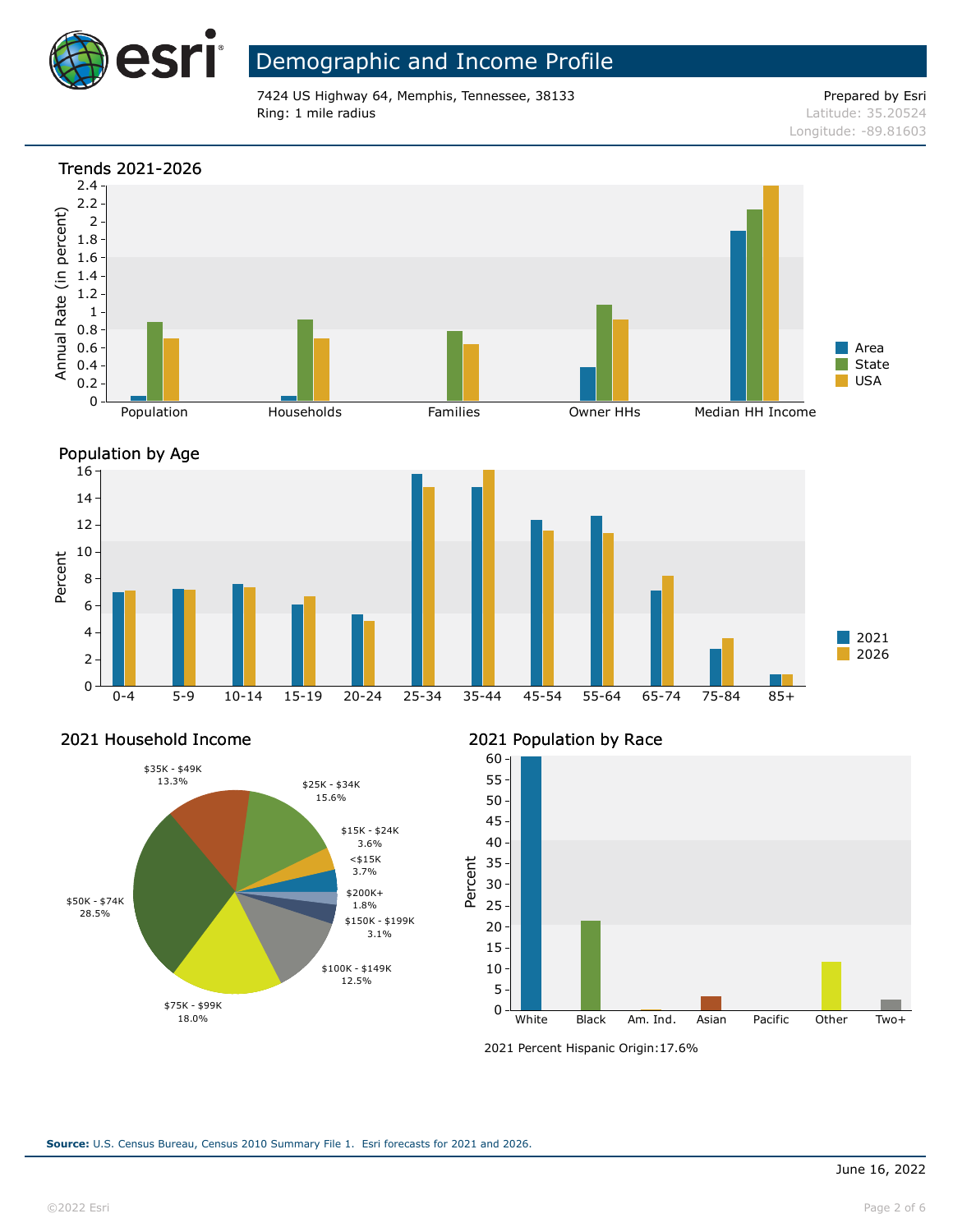# Demographic and Income Profile

7424 US Highway 64, Memphis, Tennessee, 38133
Ring: 1 mile radius

Prepared by Esri
Latitude: 35.20524
Longitude: -89.81603

## Trends 2021-2026

Annual Rate (in percent)

Population | Households | Families | Owner HHs | Median HH Income

Legend: Area, State, USA

## Population by Age

Percent

0-4 | 5-9 | 10-14 | 15-19 | 20-24 | 25-34 | 35-44 | 45-54 | 55-64 | 65-74 | 75-84 | 85+

Legend: 2021, 2026

## 2021 Household Income

| Income | Percent |
|---|---|
| <$15K | 3.7% |
| $15K - $24K | 3.6% |
| $25K - $34K | 15.6% |
| $35K - $49K | 13.3% |
| $50K - $74K | 28.5% |
| $75K - $99K | 18.0% |
| $100K - $149K | 12.5% |
| $150K - $199K | 3.1% |
| $200K+ | 1.8% |

## 2021 Population by Race

Percent

White | Black | Am. Ind. | Asian | Pacific | Other | Two+

2021 Percent Hispanic Origin:17.6%

**Source:** U.S. Census Bureau, Census 2010 Summary File 1. Esri forecasts for 2021 and 2026.

June 16, 2022

©2022 Esri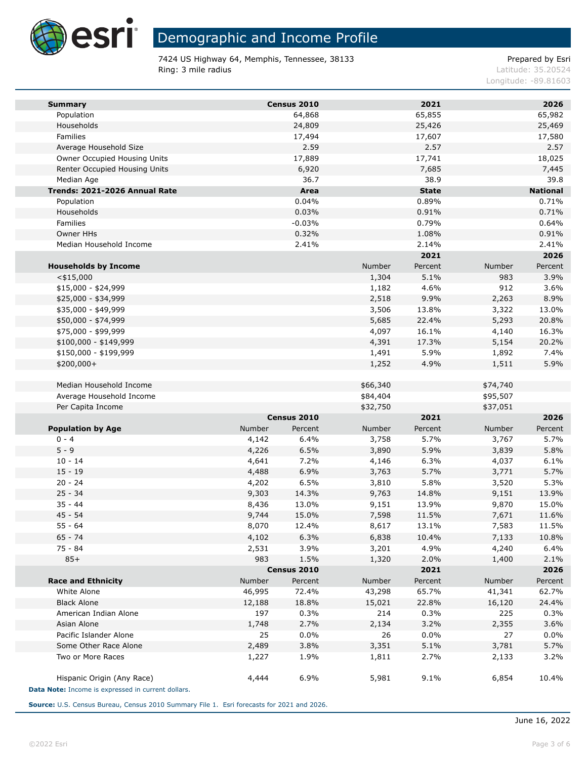# Demographic and Income Profile

7424 US Highway 64, Memphis, Tennessee, 38133
Ring: 3 mile radius

Prepared by Esri
Latitude: 35.20524
Longitude: -89.81603

| Summary | Census 2010 | 2021 | 2026 |
|---|---|---|---|
| Population | 64,868 | 65,855 | 65,982 |
| Households | 24,809 | 25,426 | 25,469 |
| Families | 17,494 | 17,607 | 17,580 |
| Average Household Size | 2.59 | 2.57 | 2.57 |
| Owner Occupied Housing Units | 17,889 | 17,741 | 18,025 |
| Renter Occupied Housing Units | 6,920 | 7,685 | 7,445 |
| Median Age | 36.7 | 38.9 | 39.8 |

| Trends: 2021-2026 Annual Rate | Area | State | National |
|---|---|---|---|
| Population | 0.04% | 0.89% | 0.71% |
| Households | 0.03% | 0.91% | 0.71% |
| Families | -0.03% | 0.79% | 0.64% |
| Owner HHs | 0.32% | 1.08% | 0.91% |
| Median Household Income | 2.41% | 2.14% | 2.41% |

| | 2021 | | 2026 | |
|---|---|---|---|---|
| Households by Income | Number | Percent | Number | Percent |
| <$15,000 | 1,304 | 5.1% | 983 | 3.9% |
| $15,000 - $24,999 | 1,182 | 4.6% | 912 | 3.6% |
| $25,000 - $34,999 | 2,518 | 9.9% | 2,263 | 8.9% |
| $35,000 - $49,999 | 3,506 | 13.8% | 3,322 | 13.0% |
| $50,000 - $74,999 | 5,685 | 22.4% | 5,293 | 20.8% |
| $75,000 - $99,999 | 4,097 | 16.1% | 4,140 | 16.3% |
| $100,000 - $149,999 | 4,391 | 17.3% | 5,154 | 20.2% |
| $150,000 - $199,999 | 1,491 | 5.9% | 1,892 | 7.4% |
| $200,000+ | 1,252 | 4.9% | 1,511 | 5.9% |
| | | | | |
| Median Household Income | $66,340 | | $74,740 | |
| Average Household Income | $84,404 | | $95,507 | |
| Per Capita Income | $32,750 | | $37,051 | |

| | Census 2010 | | 2021 | | 2026 | |
|---|---|---|---|---|---|---|
| Population by Age | Number | Percent | Number | Percent | Number | Percent |
| 0 - 4 | 4,142 | 6.4% | 3,758 | 5.7% | 3,767 | 5.7% |
| 5 - 9 | 4,226 | 6.5% | 3,890 | 5.9% | 3,839 | 5.8% |
| 10 - 14 | 4,641 | 7.2% | 4,146 | 6.3% | 4,037 | 6.1% |
| 15 - 19 | 4,488 | 6.9% | 3,763 | 5.7% | 3,771 | 5.7% |
| 20 - 24 | 4,202 | 6.5% | 3,810 | 5.8% | 3,520 | 5.3% |
| 25 - 34 | 9,303 | 14.3% | 9,763 | 14.8% | 9,151 | 13.9% |
| 35 - 44 | 8,436 | 13.0% | 9,151 | 13.9% | 9,870 | 15.0% |
| 45 - 54 | 9,744 | 15.0% | 7,598 | 11.5% | 7,671 | 11.6% |
| 55 - 64 | 8,070 | 12.4% | 8,617 | 13.1% | 7,583 | 11.5% |
| 65 - 74 | 4,102 | 6.3% | 6,838 | 10.4% | 7,133 | 10.8% |
| 75 - 84 | 2,531 | 3.9% | 3,201 | 4.9% | 4,240 | 6.4% |
| 85+ | 983 | 1.5% | 1,320 | 2.0% | 1,400 | 2.1% |

| | Census 2010 | | 2021 | | 2026 | |
|---|---|---|---|---|---|---|
| Race and Ethnicity | Number | Percent | Number | Percent | Number | Percent |
| White Alone | 46,995 | 72.4% | 43,298 | 65.7% | 41,341 | 62.7% |
| Black Alone | 12,188 | 18.8% | 15,021 | 22.8% | 16,120 | 24.4% |
| American Indian Alone | 197 | 0.3% | 214 | 0.3% | 225 | 0.3% |
| Asian Alone | 1,748 | 2.7% | 2,134 | 3.2% | 2,355 | 3.6% |
| Pacific Islander Alone | 25 | 0.0% | 26 | 0.0% | 27 | 0.0% |
| Some Other Race Alone | 2,489 | 3.8% | 3,351 | 5.1% | 3,781 | 5.7% |
| Two or More Races | 1,227 | 1.9% | 1,811 | 2.7% | 2,133 | 3.2% |
| | | | | | | |
| Hispanic Origin (Any Race) | 4,444 | 6.9% | 5,981 | 9.1% | 6,854 | 10.4% |

**Data Note:** Income is expressed in current dollars.

**Source:** U.S. Census Bureau, Census 2010 Summary File 1. Esri forecasts for 2021 and 2026.

June 16, 2022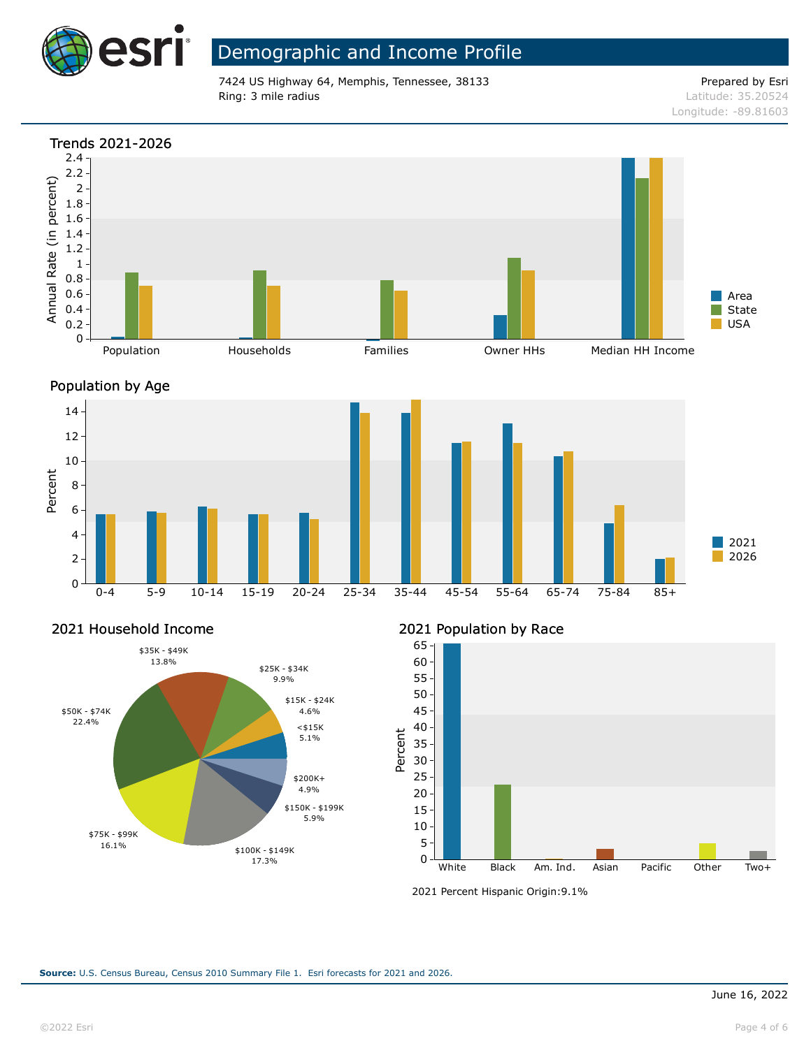# Demographic and Income Profile

7424 US Highway 64, Memphis, Tennessee, 38133
Ring: 3 mile radius

Prepared by Esri
Latitude: 35.20524
Longitude: -89.81603

## Trends 2021-2026

Annual Rate (in percent)

Categories: Population, Households, Families, Owner HHs, Median HH Income

Legend: Area, State, USA

## Population by Age

Percent

Age groups: 0-4, 5-9, 10-14, 15-19, 20-24, 25-34, 35-44, 45-54, 55-64, 65-74, 75-84, 85+

Legend: 2021, 2026

## 2021 Household Income

| Income | Percent |
|---|---|
| <$15K | 5.1% |
| $15K - $24K | 4.6% |
| $25K - $34K | 9.9% |
| $35K - $49K | 13.8% |
| $50K - $74K | 22.4% |
| $75K - $99K | 16.1% |
| $100K - $149K | 17.3% |
| $150K - $199K | 5.9% |
| $200K+ | 4.9% |

## 2021 Population by Race

Percent

Categories: White, Black, Am. Ind., Asian, Pacific, Other, Two+

2021 Percent Hispanic Origin:9.1%

**Source:** U.S. Census Bureau, Census 2010 Summary File 1. Esri forecasts for 2021 and 2026.

June 16, 2022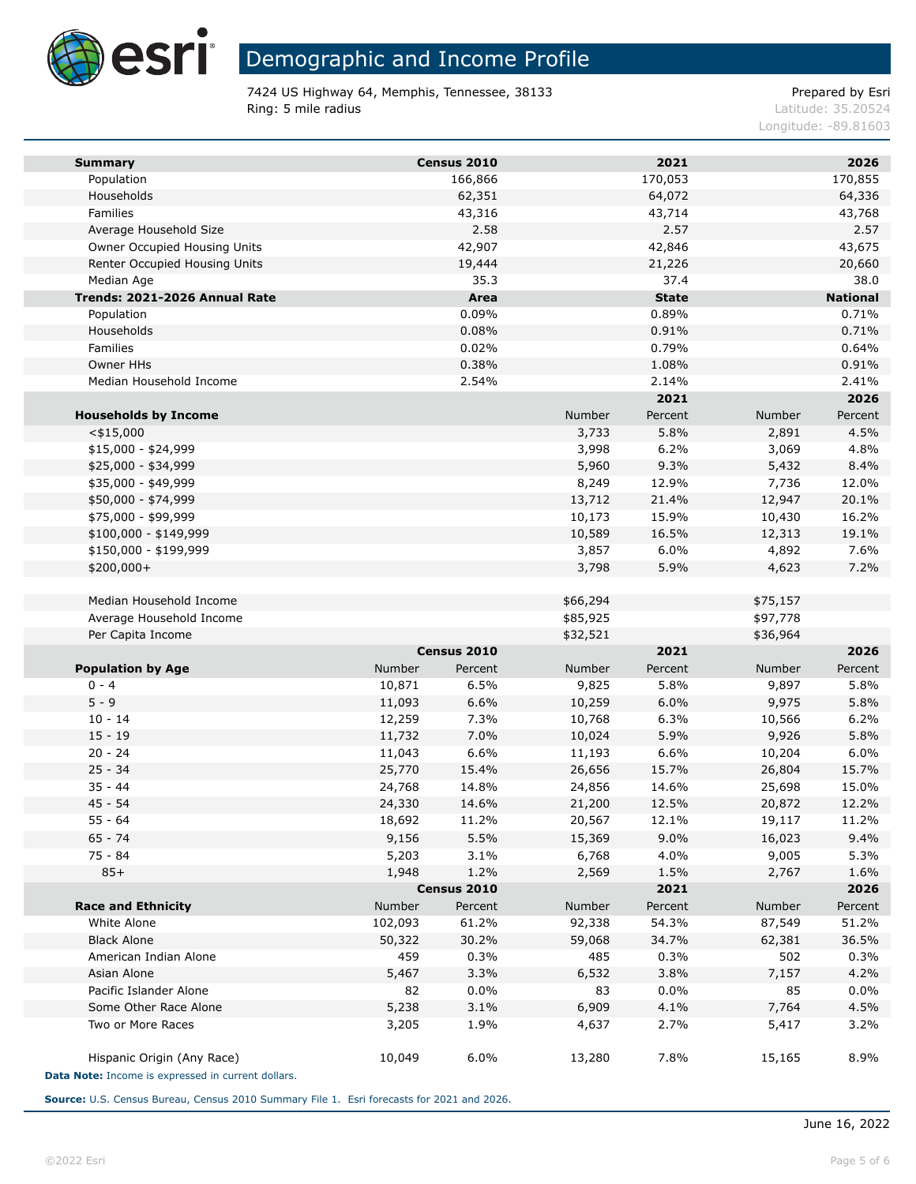# Demographic and Income Profile

7424 US Highway 64, Memphis, Tennessee, 38133
Ring: 5 mile radius

Prepared by Esri
Latitude: 35.20524
Longitude: -89.81603

| **Summary** | **Census 2010** | **2021** | **2026** |
|---|---|---|---|
| Population | 166,866 | 170,053 | 170,855 |
| Households | 62,351 | 64,072 | 64,336 |
| Families | 43,316 | 43,714 | 43,768 |
| Average Household Size | 2.58 | 2.57 | 2.57 |
| Owner Occupied Housing Units | 42,907 | 42,846 | 43,675 |
| Renter Occupied Housing Units | 19,444 | 21,226 | 20,660 |
| Median Age | 35.3 | 37.4 | 38.0 |

| **Trends: 2021-2026 Annual Rate** | **Area** | **State** | **National** |
|---|---|---|---|
| Population | 0.09% | 0.89% | 0.71% |
| Households | 0.08% | 0.91% | 0.71% |
| Families | 0.02% | 0.79% | 0.64% |
| Owner HHs | 0.38% | 1.08% | 0.91% |
| Median Household Income | 2.54% | 2.14% | 2.41% |

| | **2021** | | **2026** | |
|---|---|---|---|---|
| **Households by Income** | Number | Percent | Number | Percent |
| <$15,000 | 3,733 | 5.8% | 2,891 | 4.5% |
| $15,000 - $24,999 | 3,998 | 6.2% | 3,069 | 4.8% |
| $25,000 - $34,999 | 5,960 | 9.3% | 5,432 | 8.4% |
| $35,000 - $49,999 | 8,249 | 12.9% | 7,736 | 12.0% |
| $50,000 - $74,999 | 13,712 | 21.4% | 12,947 | 20.1% |
| $75,000 - $99,999 | 10,173 | 15.9% | 10,430 | 16.2% |
| $100,000 - $149,999 | 10,589 | 16.5% | 12,313 | 19.1% |
| $150,000 - $199,999 | 3,857 | 6.0% | 4,892 | 7.6% |
| $200,000+ | 3,798 | 5.9% | 4,623 | 7.2% |
| | | | | |
| Median Household Income | $66,294 | | $75,157 | |
| Average Household Income | $85,925 | | $97,778 | |
| Per Capita Income | $32,521 | | $36,964 | |

| | **Census 2010** | | **2021** | | **2026** | |
|---|---|---|---|---|---|---|
| **Population by Age** | Number | Percent | Number | Percent | Number | Percent |
| 0 - 4 | 10,871 | 6.5% | 9,825 | 5.8% | 9,897 | 5.8% |
| 5 - 9 | 11,093 | 6.6% | 10,259 | 6.0% | 9,975 | 5.8% |
| 10 - 14 | 12,259 | 7.3% | 10,768 | 6.3% | 10,566 | 6.2% |
| 15 - 19 | 11,732 | 7.0% | 10,024 | 5.9% | 9,926 | 5.8% |
| 20 - 24 | 11,043 | 6.6% | 11,193 | 6.6% | 10,204 | 6.0% |
| 25 - 34 | 25,770 | 15.4% | 26,656 | 15.7% | 26,804 | 15.7% |
| 35 - 44 | 24,768 | 14.8% | 24,856 | 14.6% | 25,698 | 15.0% |
| 45 - 54 | 24,330 | 14.6% | 21,200 | 12.5% | 20,872 | 12.2% |
| 55 - 64 | 18,692 | 11.2% | 20,567 | 12.1% | 19,117 | 11.2% |
| 65 - 74 | 9,156 | 5.5% | 15,369 | 9.0% | 16,023 | 9.4% |
| 75 - 84 | 5,203 | 3.1% | 6,768 | 4.0% | 9,005 | 5.3% |
| 85+ | 1,948 | 1.2% | 2,569 | 1.5% | 2,767 | 1.6% |

| | **Census 2010** | | **2021** | | **2026** | |
|---|---|---|---|---|---|---|
| **Race and Ethnicity** | Number | Percent | Number | Percent | Number | Percent |
| White Alone | 102,093 | 61.2% | 92,338 | 54.3% | 87,549 | 51.2% |
| Black Alone | 50,322 | 30.2% | 59,068 | 34.7% | 62,381 | 36.5% |
| American Indian Alone | 459 | 0.3% | 485 | 0.3% | 502 | 0.3% |
| Asian Alone | 5,467 | 3.3% | 6,532 | 3.8% | 7,157 | 4.2% |
| Pacific Islander Alone | 82 | 0.0% | 83 | 0.0% | 85 | 0.0% |
| Some Other Race Alone | 5,238 | 3.1% | 6,909 | 4.1% | 7,764 | 4.5% |
| Two or More Races | 3,205 | 1.9% | 4,637 | 2.7% | 5,417 | 3.2% |
| | | | | | | |
| Hispanic Origin (Any Race) | 10,049 | 6.0% | 13,280 | 7.8% | 15,165 | 8.9% |

**Data Note:** Income is expressed in current dollars.

**Source:** U.S. Census Bureau, Census 2010 Summary File 1. Esri forecasts for 2021 and 2026.

June 16, 2022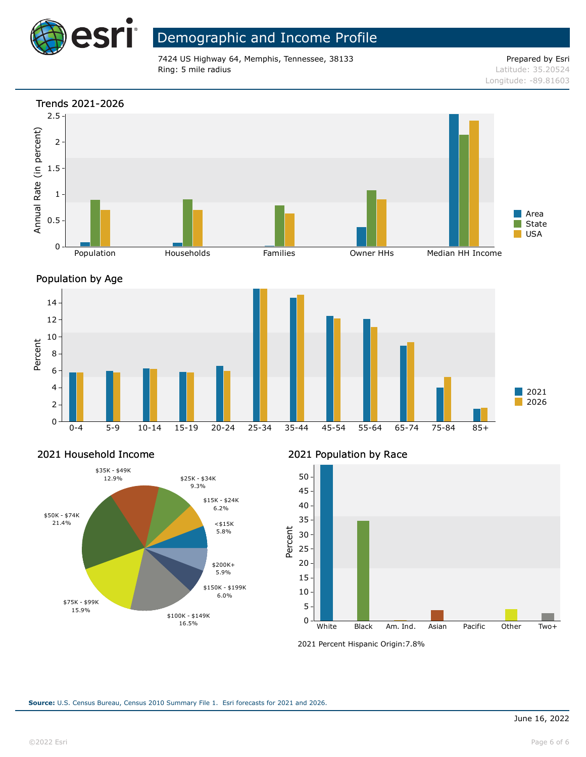# Demographic and Income Profile

7424 US Highway 64, Memphis, Tennessee, 38133
Ring: 5 mile radius

Prepared by Esri
Latitude: 35.20524
Longitude: -89.81603

## Trends 2021-2026

Annual Rate (in percent)
0
0.5
1
1.5
2
2.5
Population
Households
Families
Owner HHs
Median HH Income
Area
State
USA

## Population by Age

Percent
0
2
4
6
8
10
12
14
0-4
5-9
10-14
15-19
20-24
25-34
35-44
45-54
55-64
65-74
75-84
85+
2021
2026

## 2021 Household Income

$35K - $49K 12.9%
$25K - $34K 9.3%
$15K - $24K 6.2%
<$15K 5.8%
$50K - $74K 21.4%
$200K+ 5.9%
$150K - $199K 6.0%
$75K - $99K 15.9%
$100K - $149K 16.5%

## 2021 Population by Race

Percent
0
5
10
15
20
25
30
35
40
45
50
White
Black
Am. Ind.
Asian
Pacific
Other
Two+

2021 Percent Hispanic Origin:7.8%

**Source:** U.S. Census Bureau, Census 2010 Summary File 1. Esri forecasts for 2021 and 2026.

June 16, 2022

©2022 Esri